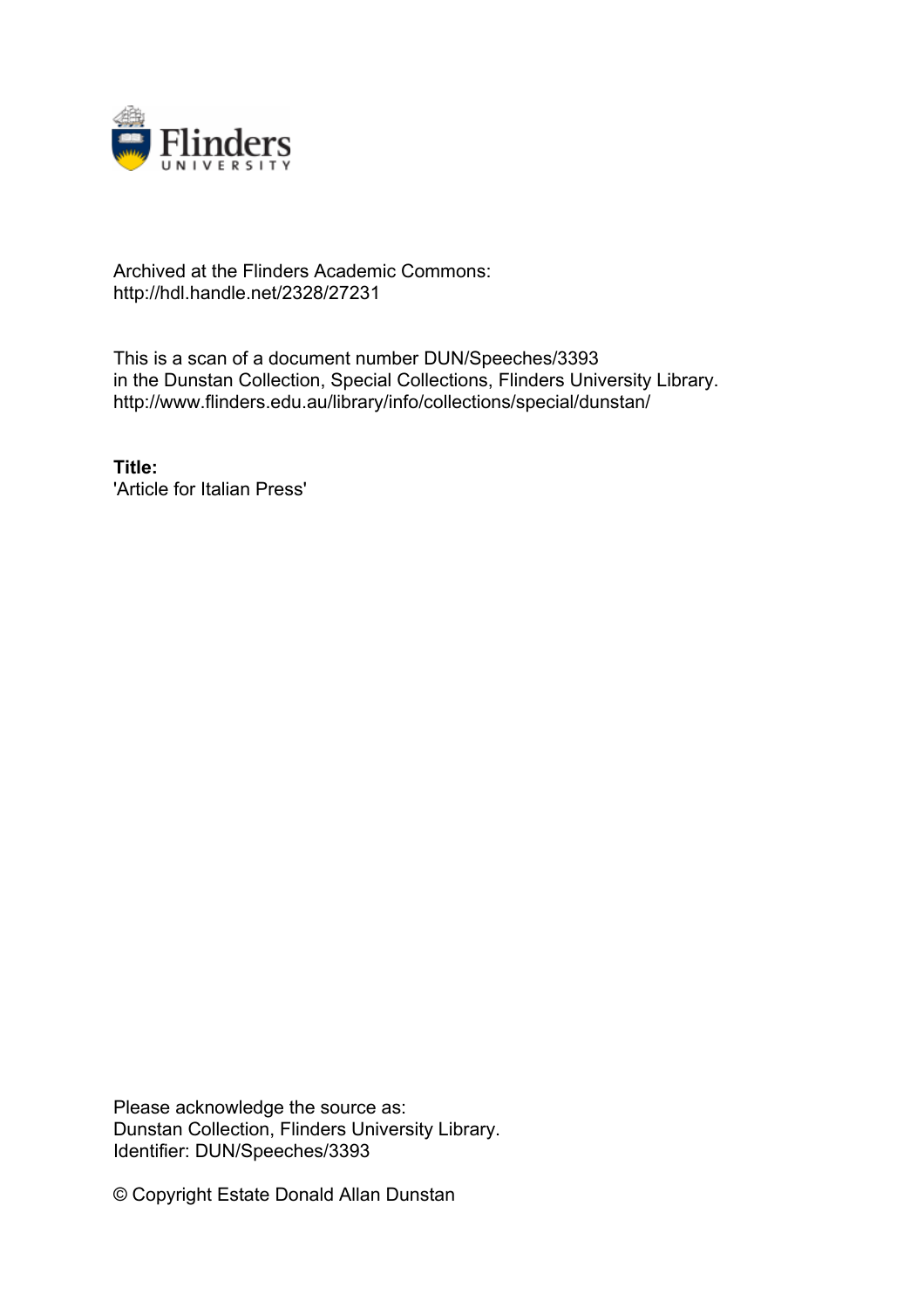Archived at the Flinders Academic Commons:
http://hdl.handle.net/2328/27231

This is a scan of a document number DUN/Speeches/3393
in the Dunstan Collection, Special Collections, Flinders University Library.
http://www.flinders.edu.au/library/info/collections/special/dunstan/

**Title:**
'Article for Italian Press'

Please acknowledge the source as:
Dunstan Collection, Flinders University Library.
Identifier: DUN/Speeches/3393

© Copyright Estate Donald Allan Dunstan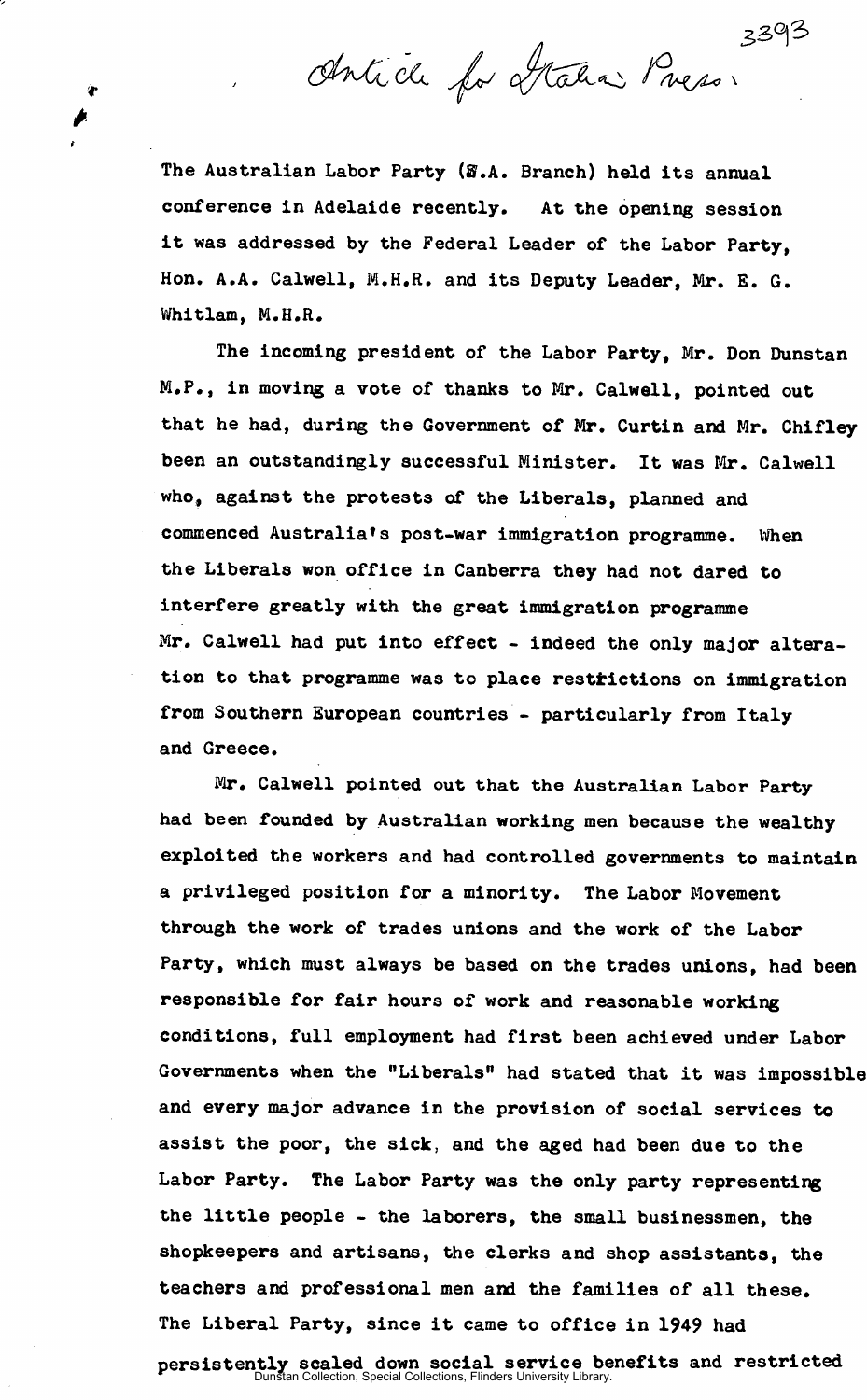Article for Italian Press.

The Australian Labor Party (S.A. Branch) held its annual conference in Adelaide recently. At the opening session it was addressed by the Federal Leader of the Labor Party, Hon. A.A. Calwell, M.H.R. and its Deputy Leader, Mr. E. G. Whitlam, M.H.R.

The incoming president of the Labor Party, Mr. Don Dunstan M.P., in moving a vote of thanks to Mr. Calwell, pointed out that he had, during the Government of Mr. Curtin and Mr. Chifley been an outstandingly successful Minister. It was Mr. Calwell who, against the protests of the Liberals, planned and commenced Australia's post-war immigration programme. When the Liberals won office in Canberra they had not dared to interfere greatly with the great immigration programme Mr. Calwell had put into effect - indeed the only major alteration to that programme was to place restrictions on immigration from Southern European countries - particularly from Italy and Greece.

Mr. Calwell pointed out that the Australian Labor Party had been founded by Australian working men because the wealthy exploited the workers and had controlled governments to maintain a privileged position for a minority. The Labor Movement through the work of trades unions and the work of the Labor Party, which must always be based on the trades unions, had been responsible for fair hours of work and reasonable working conditions, full employment had first been achieved under Labor Governments when the "Liberals" had stated that it was impossible and every major advance in the provision of social services to assist the poor, the sick, and the aged had been due to the Labor Party. The Labor Party was the only party representing the little people - the laborers, the small businessmen, the shopkeepers and artisans, the clerks and shop assistants, the teachers and professional men and the families of all these. The Liberal Party, since it came to office in 1949 had persistently scaled down social service benefits and restricted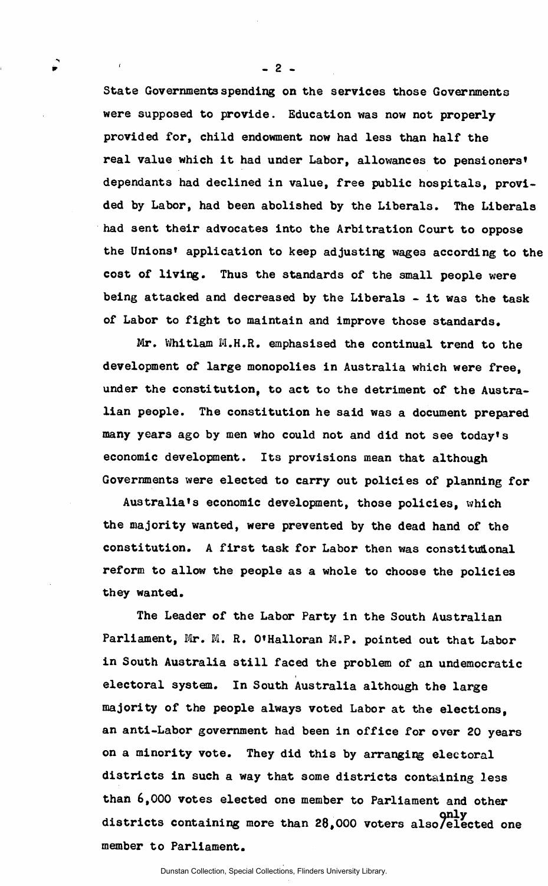State Governments spending on the services those Governments were supposed to provide. Education was now not properly provided for, child endowment now had less than half the real value which it had under Labor, allowances to pensioners' dependants had declined in value, free public hospitals, provided by Labor, had been abolished by the Liberals. The Liberals had sent their advocates into the Arbitration Court to oppose the Unions' application to keep adjusting wages according to the cost of living. Thus the standards of the small people were being attacked and decreased by the Liberals - it was the task of Labor to fight to maintain and improve those standards.

Mr. Whitlam M.H.R. emphasised the continual trend to the development of large monopolies in Australia which were free, under the constitution, to act to the detriment of the Australian people. The constitution he said was a document prepared many years ago by men who could not and did not see today's economic development. Its provisions mean that although Governments were elected to carry out policies of planning for Australia's economic development, those policies, which the majority wanted, were prevented by the dead hand of the constitution. A first task for Labor then was constitutional reform to allow the people as a whole to choose the policies they wanted.

The Leader of the Labor Party in the South Australian Parliament, Mr. M. R. O'Halloran M.P. pointed out that Labor in South Australia still faced the problem of an undemocratic electoral system. In South Australia although the large majority of the people always voted Labor at the elections, an anti-Labor government had been in office for over 20 years on a minority vote. They did this by arranging electoral districts in such a way that some districts containing less than 6,000 votes elected one member to Parliament and other districts containing more than 28,000 voters also only elected one member to Parliament.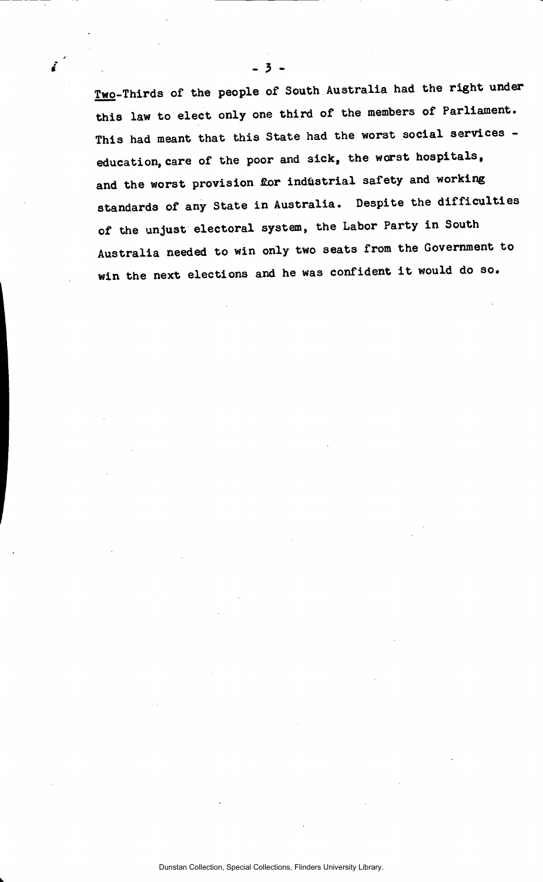<u>Two</u>-Thirds of the people of South Australia had the right under this law to elect only one third of the members of Parliament. This had meant that this State had the worst social services - education, care of the poor and sick, the worst hospitals, and the worst provision for industrial safety and working standards of any State in Australia. Despite the difficulties of the unjust electoral system, the Labor Party in South Australia needed to win only two seats from the Government to win the next elections and he was confident it would do so.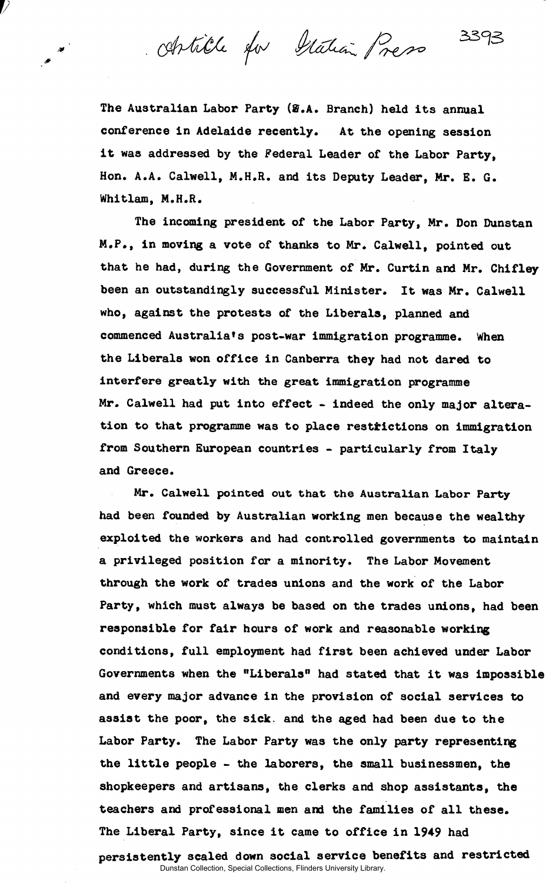Article for Italian Press 3393

The Australian Labor Party (S.A. Branch) held its annual conference in Adelaide recently. At the opening session it was addressed by the Federal Leader of the Labor Party, Hon. A.A. Calwell, M.H.R. and its Deputy Leader, Mr. E. G. Whitlam, M.H.R.

The incoming president of the Labor Party, Mr. Don Dunstan M.P., in moving a vote of thanks to Mr. Calwell, pointed out that he had, during the Government of Mr. Curtin and Mr. Chifley been an outstandingly successful Minister. It was Mr. Calwell who, against the protests of the Liberals, planned and commenced Australia's post-war immigration programme. When the Liberals won office in Canberra they had not dared to interfere greatly with the great immigration programme Mr. Calwell had put into effect - indeed the only major alteration to that programme was to place restrictions on immigration from Southern European countries - particularly from Italy and Greece.

Mr. Calwell pointed out that the Australian Labor Party had been founded by Australian working men because the wealthy exploited the workers and had controlled governments to maintain a privileged position for a minority. The Labor Movement through the work of trades unions and the work of the Labor Party, which must always be based on the trades unions, had been responsible for fair hours of work and reasonable working conditions, full employment had first been achieved under Labor Governments when the "Liberals" had stated that it was impossible and every major advance in the provision of social services to assist the poor, the sick and the aged had been due to the Labor Party. The Labor Party was the only party representing the little people - the laborers, the small businessmen, the shopkeepers and artisans, the clerks and shop assistants, the teachers and professional men and the families of all these. The Liberal Party, since it came to office in 1949 had persistently scaled down social service benefits and restricted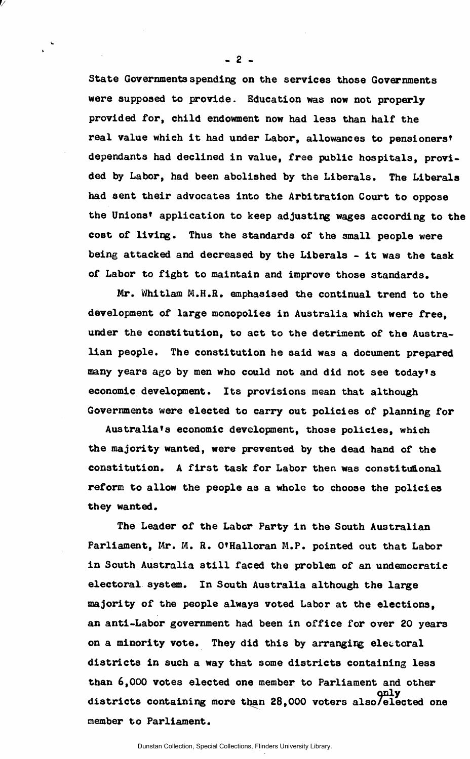State Governments spending on the services those Governments were supposed to provide. Education was now not properly provided for, child endowment now had less than half the real value which it had under Labor, allowances to pensioners' dependants had declined in value, free public hospitals, provided by Labor, had been abolished by the Liberals. The Liberals had sent their advocates into the Arbitration Court to oppose the Unions' application to keep adjusting wages according to the cost of living. Thus the standards of the small people were being attacked and decreased by the Liberals - it was the task of Labor to fight to maintain and improve those standards.

Mr. Whitlam M.H.R. emphasised the continual trend to the development of large monopolies in Australia which were free, under the constitution, to act to the detriment of the Australian people. The constitution he said was a document prepared many years ago by men who could not and did not see today's economic development. Its provisions mean that although Governments were elected to carry out policies of planning for Australia's economic development, those policies, which the majority wanted, were prevented by the dead hand of the constitution. A first task for Labor then was constitutional reform to allow the people as a whole to choose the policies they wanted.

The Leader of the Labor Party in the South Australian Parliament, Mr. M. R. O'Halloran M.P. pointed out that Labor in South Australia still faced the problem of an undemocratic electoral system. In South Australia although the large majority of the people always voted Labor at the elections, an anti-Labor government had been in office for over 20 years on a minority vote. They did this by arranging electoral districts in such a way that some districts containing less than 6,000 votes elected one member to Parliament and other districts containing more than 28,000 voters also only elected one member to Parliament.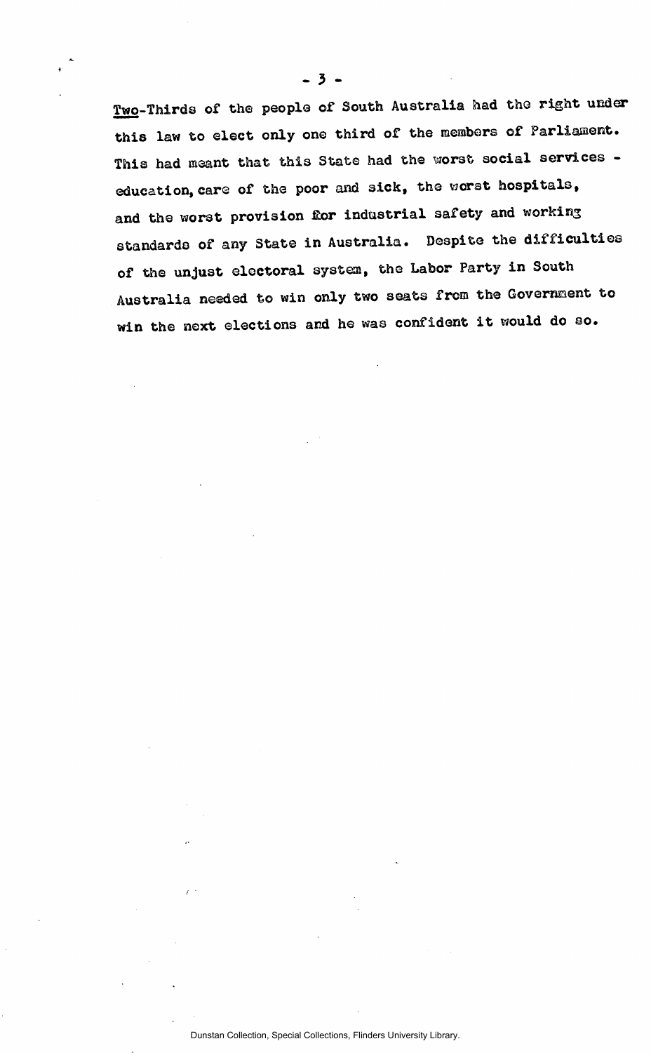Two-Thirds of the people of South Australia had the right under this law to elect only one third of the members of Parliament. This had meant that this State had the worst social services - education, care of the poor and sick, the worst hospitals, and the worst provision for industrial safety and working standards of any State in Australia. Despite the difficulties of the unjust electoral system, the Labor Party in South Australia needed to win only two seats from the Government to win the next elections and he was confident it would do so.